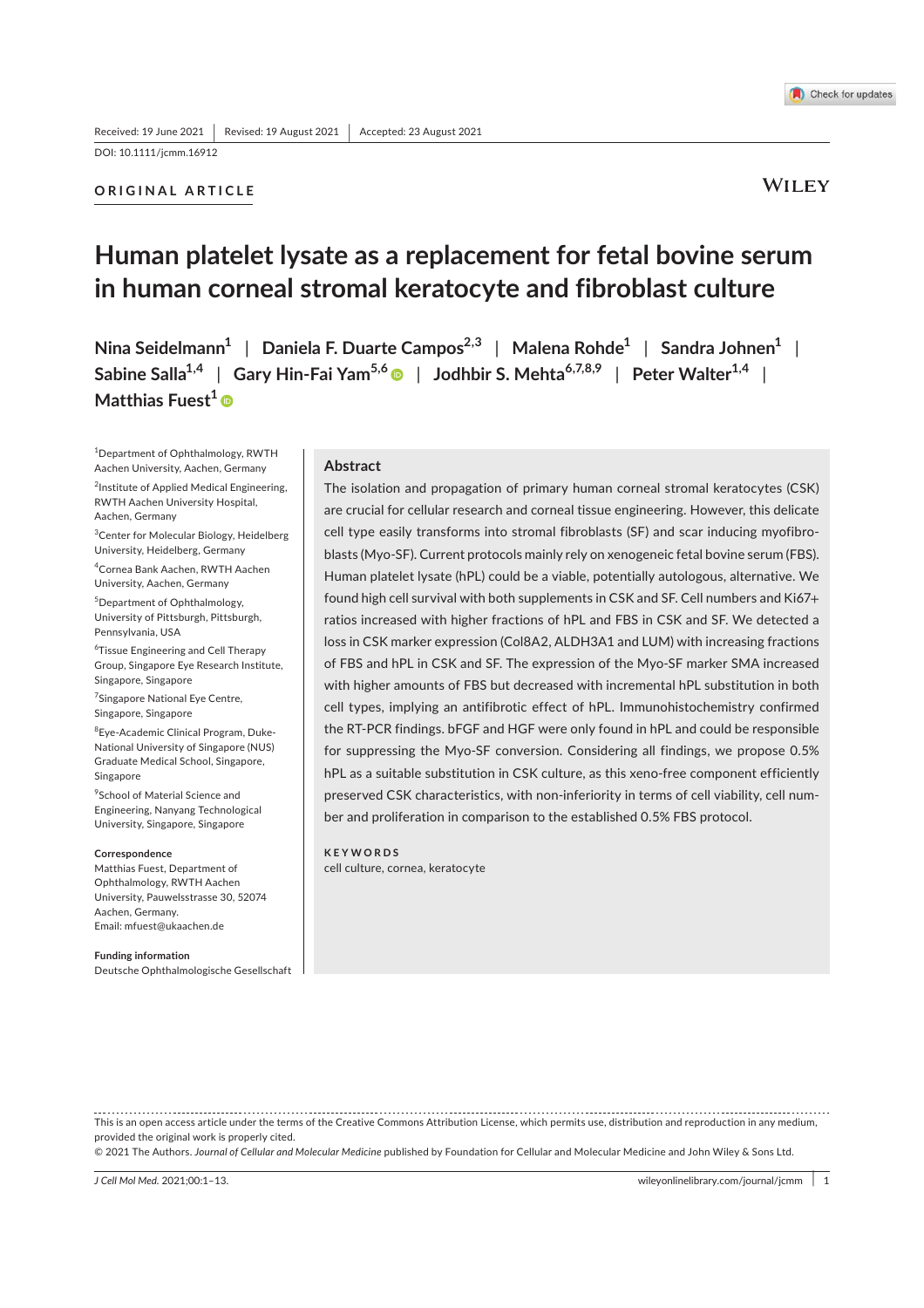Received: 19 June 2021 | Revised: 19 August 2021 | Accepted: 23 August 2021

DOI: 10.1111/jcmm.16912

**ORIGINAL ARTICLE**

# Human platelet lysate as a replacement for fetal bovine serum in human corneal stromal keratocyte and fibroblast culture

**Nina Seidelmann[1] | Daniela F. Duarte Campos[2,3] | Malena Rohde[1] | Sandra Johnen[1] | Sabine Salla[1,4] | Gary Hin-Fai Yam[5,6] | Jodhbir S. Mehta[6,7,8,9] | Peter Walter[1,4] | Matthias Fuest[1]**

[1]Department of Ophthalmology, RWTH Aachen University, Aachen, Germany

[2]Institute of Applied Medical Engineering, RWTH Aachen University Hospital, Aachen, Germany

[3]Center for Molecular Biology, Heidelberg University, Heidelberg, Germany

[4]Cornea Bank Aachen, RWTH Aachen University, Aachen, Germany

[5]Department of Ophthalmology, University of Pittsburgh, Pittsburgh, Pennsylvania, USA

[6]Tissue Engineering and Cell Therapy Group, Singapore Eye Research Institute, Singapore, Singapore

[7]Singapore National Eye Centre, Singapore, Singapore

[8]Eye-Academic Clinical Program, Duke-National University of Singapore (NUS) Graduate Medical School, Singapore, Singapore

[9]School of Material Science and Engineering, Nanyang Technological University, Singapore, Singapore

**Correspondence**
Matthias Fuest, Department of Ophthalmology, RWTH Aachen University, Pauwelsstrasse 30, 52074 Aachen, Germany.
Email: mfuest@ukaachen.de

**Funding information**
Deutsche Ophthalmologische Gesellschaft

## Abstract

The isolation and propagation of primary human corneal stromal keratocytes (CSK) are crucial for cellular research and corneal tissue engineering. However, this delicate cell type easily transforms into stromal fibroblasts (SF) and scar inducing myofibroblasts (Myo-SF). Current protocols mainly rely on xenogeneic fetal bovine serum (FBS). Human platelet lysate (hPL) could be a viable, potentially autologous, alternative. We found high cell survival with both supplements in CSK and SF. Cell numbers and Ki67+ ratios increased with higher fractions of hPL and FBS in CSK and SF. We detected a loss in CSK marker expression (Col8A2, ALDH3A1 and LUM) with increasing fractions of FBS and hPL in CSK and SF. The expression of the Myo-SF marker SMA increased with higher amounts of FBS but decreased with incremental hPL substitution in both cell types, implying an antifibrotic effect of hPL. Immunohistochemistry confirmed the RT-PCR findings. bFGF and HGF were only found in hPL and could be responsible for suppressing the Myo-SF conversion. Considering all findings, we propose 0.5% hPL as a suitable substitution in CSK culture, as this xeno-free component efficiently preserved CSK characteristics, with non-inferiority in terms of cell viability, cell number and proliferation in comparison to the established 0.5% FBS protocol.

**KEYWORDS**
cell culture, cornea, keratocyte

---

This is an open access article under the terms of the Creative Commons Attribution License, which permits use, distribution and reproduction in any medium, provided the original work is properly cited.

© 2021 The Authors. *Journal of Cellular and Molecular Medicine* published by Foundation for Cellular and Molecular Medicine and John Wiley & Sons Ltd.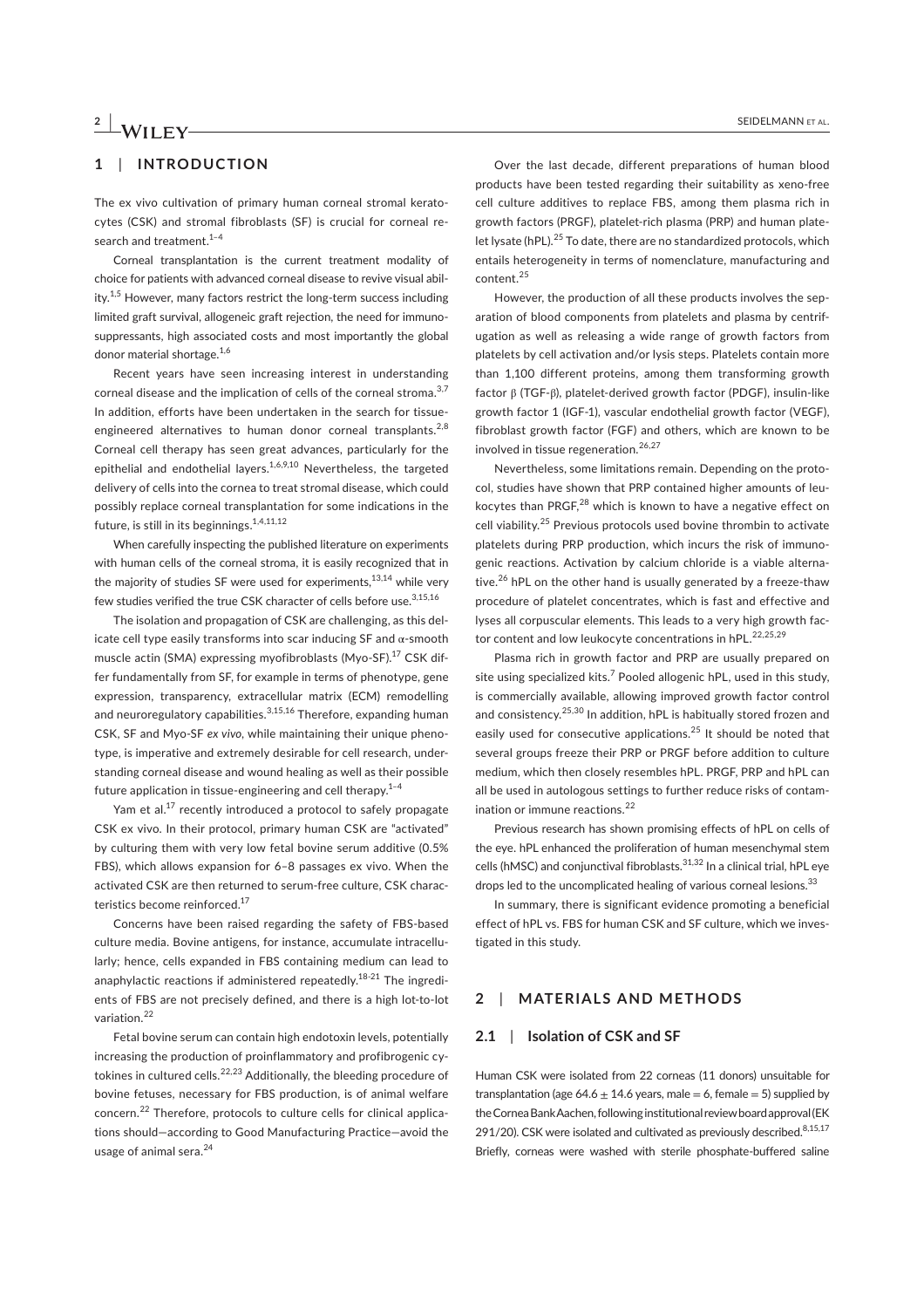## 1 | INTRODUCTION

The ex vivo cultivation of primary human corneal stromal keratocytes (CSK) and stromal fibroblasts (SF) is crucial for corneal research and treatment.[1–4]

Corneal transplantation is the current treatment modality of choice for patients with advanced corneal disease to revive visual ability.[1,5] However, many factors restrict the long-term success including limited graft survival, allogeneic graft rejection, the need for immunosuppressants, high associated costs and most importantly the global donor material shortage.[1,6]

Recent years have seen increasing interest in understanding corneal disease and the implication of cells of the corneal stroma.[3,7] In addition, efforts have been undertaken in the search for tissue-engineered alternatives to human donor corneal transplants.[2,8] Corneal cell therapy has seen great advances, particularly for the epithelial and endothelial layers.[1,6,9,10] Nevertheless, the targeted delivery of cells into the cornea to treat stromal disease, which could possibly replace corneal transplantation for some indications in the future, is still in its beginnings.[1,4,11,12]

When carefully inspecting the published literature on experiments with human cells of the corneal stroma, it is easily recognized that in the majority of studies SF were used for experiments,[13,14] while very few studies verified the true CSK character of cells before use.[3,15,16]

The isolation and propagation of CSK are challenging, as this delicate cell type easily transforms into scar inducing SF and α-smooth muscle actin (SMA) expressing myofibroblasts (Myo-SF).[17] CSK differ fundamentally from SF, for example in terms of phenotype, gene expression, transparency, extracellular matrix (ECM) remodelling and neuroregulatory capabilities.[3,15,16] Therefore, expanding human CSK, SF and Myo-SF *ex vivo*, while maintaining their unique phenotype, is imperative and extremely desirable for cell research, understanding corneal disease and wound healing as well as their possible future application in tissue-engineering and cell therapy.[1–4]

Yam et al.[17] recently introduced a protocol to safely propagate CSK ex vivo. In their protocol, primary human CSK are "activated" by culturing them with very low fetal bovine serum additive (0.5% FBS), which allows expansion for 6–8 passages ex vivo. When the activated CSK are then returned to serum-free culture, CSK characteristics become reinforced.[17]

Concerns have been raised regarding the safety of FBS-based culture media. Bovine antigens, for instance, accumulate intracellularly; hence, cells expanded in FBS containing medium can lead to anaphylactic reactions if administered repeatedly.[18-21] The ingredients of FBS are not precisely defined, and there is a high lot-to-lot variation.[22]

Fetal bovine serum can contain high endotoxin levels, potentially increasing the production of proinflammatory and profibrogenic cytokines in cultured cells.[22,23] Additionally, the bleeding procedure of bovine fetuses, necessary for FBS production, is of animal welfare concern.[22] Therefore, protocols to culture cells for clinical applications should—according to Good Manufacturing Practice—avoid the usage of animal sera.[24]

Over the last decade, different preparations of human blood products have been tested regarding their suitability as xeno-free cell culture additives to replace FBS, among them plasma rich in growth factors (PRGF), platelet-rich plasma (PRP) and human platelet lysate (hPL).[25] To date, there are no standardized protocols, which entails heterogeneity in terms of nomenclature, manufacturing and content.[25]

However, the production of all these products involves the separation of blood components from platelets and plasma by centrifugation as well as releasing a wide range of growth factors from platelets by cell activation and/or lysis steps. Platelets contain more than 1,100 different proteins, among them transforming growth factor β (TGF-β), platelet-derived growth factor (PDGF), insulin-like growth factor 1 (IGF-1), vascular endothelial growth factor (VEGF), fibroblast growth factor (FGF) and others, which are known to be involved in tissue regeneration.[26,27]

Nevertheless, some limitations remain. Depending on the protocol, studies have shown that PRP contained higher amounts of leukocytes than PRGF,[28] which is known to have a negative effect on cell viability.[25] Previous protocols used bovine thrombin to activate platelets during PRP production, which incurs the risk of immunogenic reactions. Activation by calcium chloride is a viable alternative.[26] hPL on the other hand is usually generated by a freeze-thaw procedure of platelet concentrates, which is fast and effective and lyses all corpuscular elements. This leads to a very high growth factor content and low leukocyte concentrations in hPL.[22,25,29]

Plasma rich in growth factor and PRP are usually prepared on site using specialized kits.[7] Pooled allogenic hPL, used in this study, is commercially available, allowing improved growth factor control and consistency.[25,30] In addition, hPL is habitually stored frozen and easily used for consecutive applications.[25] It should be noted that several groups freeze their PRP or PRGF before addition to culture medium, which then closely resembles hPL. PRGF, PRP and hPL can all be used in autologous settings to further reduce risks of contamination or immune reactions.[22]

Previous research has shown promising effects of hPL on cells of the eye. hPL enhanced the proliferation of human mesenchymal stem cells (hMSC) and conjunctival fibroblasts.[31,32] In a clinical trial, hPL eye drops led to the uncomplicated healing of various corneal lesions.[33]

In summary, there is significant evidence promoting a beneficial effect of hPL vs. FBS for human CSK and SF culture, which we investigated in this study.

## 2 | MATERIALS AND METHODS

### 2.1 | Isolation of CSK and SF

Human CSK were isolated from 22 corneas (11 donors) unsuitable for transplantation (age $64.6 \pm 14.6$ years, male = 6, female = 5) supplied by the Cornea Bank Aachen, following institutional review board approval (EK 291/20). CSK were isolated and cultivated as previously described.[8,15,17] Briefly, corneas were washed with sterile phosphate-buffered saline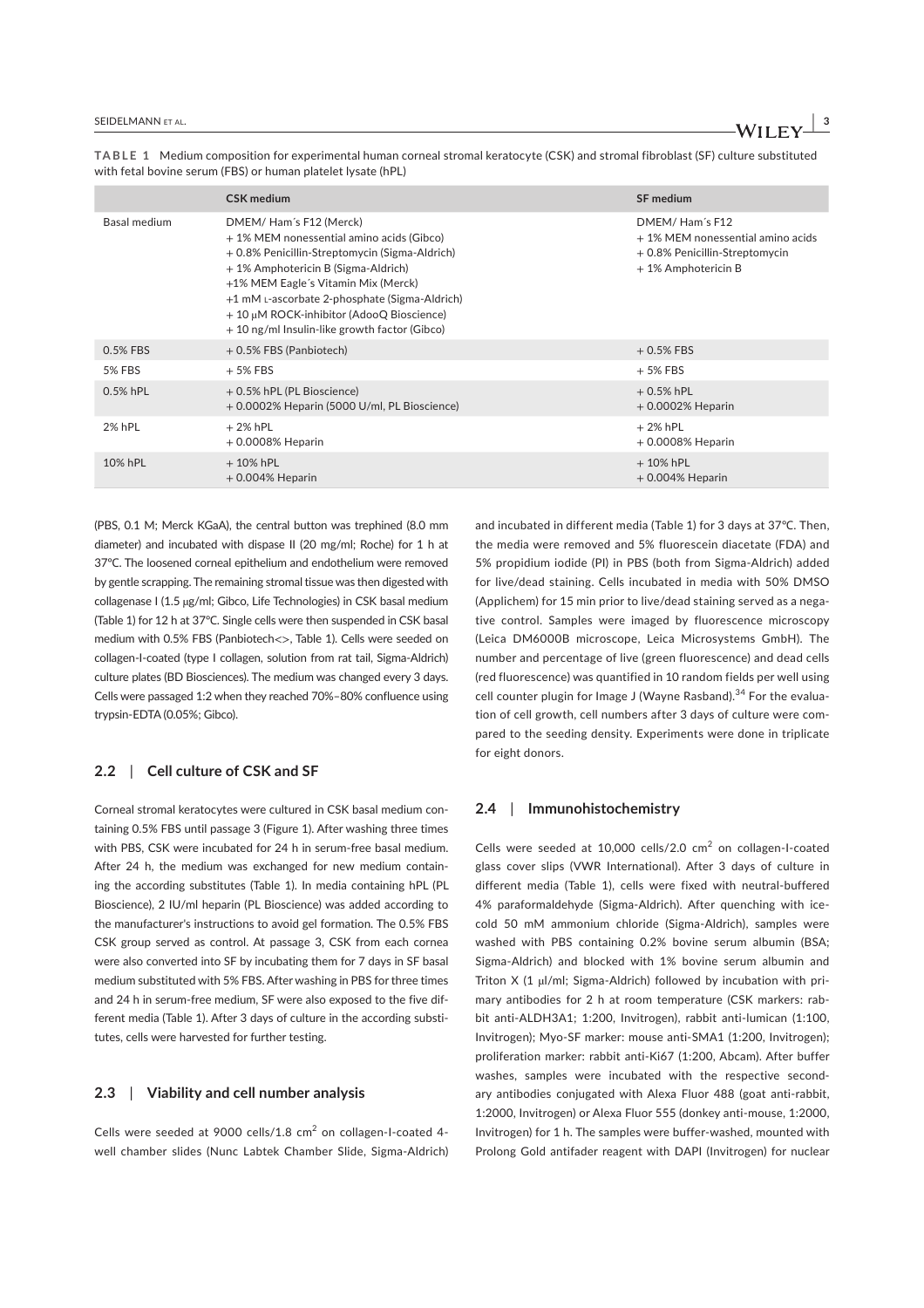**TABLE 1** Medium composition for experimental human corneal stromal keratocyte (CSK) and stromal fibroblast (SF) culture substituted with fetal bovine serum (FBS) or human platelet lysate (hPL)

| | CSK medium | SF medium |
|---|---|---|
| Basal medium | DMEM/ Ham´s F12 (Merck)<br>+ 1% MEM nonessential amino acids (Gibco)<br>+ 0.8% Penicillin-Streptomycin (Sigma-Aldrich)<br>+ 1% Amphotericin B (Sigma-Aldrich)<br>+1% MEM Eagle´s Vitamin Mix (Merck)<br>+1 mM L-ascorbate 2-phosphate (Sigma-Aldrich)<br>+ 10 μM ROCK-inhibitor (AdooQ Bioscience)<br>+ 10 ng/ml Insulin-like growth factor (Gibco) | DMEM/ Ham´s F12<br>+ 1% MEM nonessential amino acids<br>+ 0.8% Penicillin-Streptomycin<br>+ 1% Amphotericin B |
| 0.5% FBS | + 0.5% FBS (Panbiotech) | + 0.5% FBS |
| 5% FBS | + 5% FBS | + 5% FBS |
| 0.5% hPL | + 0.5% hPL (PL Bioscience)<br>+ 0.0002% Heparin (5000 U/ml, PL Bioscience) | + 0.5% hPL<br>+ 0.0002% Heparin |
| 2% hPL | + 2% hPL<br>+ 0.0008% Heparin | + 2% hPL<br>+ 0.0008% Heparin |
| 10% hPL | + 10% hPL<br>+ 0.004% Heparin | + 10% hPL<br>+ 0.004% Heparin |

(PBS, 0.1 M; Merck KGaA), the central button was trephined (8.0 mm diameter) and incubated with dispase II (20 mg/ml; Roche) for 1 h at 37°C. The loosened corneal epithelium and endothelium were removed by gentle scrapping. The remaining stromal tissue was then digested with collagenase I (1.5 μg/ml; Gibco, Life Technologies) in CSK basal medium (Table 1) for 12 h at 37°C. Single cells were then suspended in CSK basal medium with 0.5% FBS (Panbiotech<>, Table 1). Cells were seeded on collagen-I-coated (type I collagen, solution from rat tail, Sigma-Aldrich) culture plates (BD Biosciences). The medium was changed every 3 days. Cells were passaged 1:2 when they reached 70%–80% confluence using trypsin-EDTA (0.05%; Gibco).

## 2.2 | Cell culture of CSK and SF

Corneal stromal keratocytes were cultured in CSK basal medium containing 0.5% FBS until passage 3 (Figure 1). After washing three times with PBS, CSK were incubated for 24 h in serum-free basal medium. After 24 h, the medium was exchanged for new medium containing the according substitutes (Table 1). In media containing hPL (PL Bioscience), 2 IU/ml heparin (PL Bioscience) was added according to the manufacturer's instructions to avoid gel formation. The 0.5% FBS CSK group served as control. At passage 3, CSK from each cornea were also converted into SF by incubating them for 7 days in SF basal medium substituted with 5% FBS. After washing in PBS for three times and 24 h in serum-free medium, SF were also exposed to the five different media (Table 1). After 3 days of culture in the according substitutes, cells were harvested for further testing.

## 2.3 | Viability and cell number analysis

Cells were seeded at 9000 cells/1.8 cm$^2$ on collagen-I-coated 4-well chamber slides (Nunc Labtek Chamber Slide, Sigma-Aldrich) and incubated in different media (Table 1) for 3 days at 37°C. Then, the media were removed and 5% fluorescein diacetate (FDA) and 5% propidium iodide (PI) in PBS (both from Sigma-Aldrich) added for live/dead staining. Cells incubated in media with 50% DMSO (Applichem) for 15 min prior to live/dead staining served as a negative control. Samples were imaged by fluorescence microscopy (Leica DM6000B microscope, Leica Microsystems GmbH). The number and percentage of live (green fluorescence) and dead cells (red fluorescence) was quantified in 10 random fields per well using cell counter plugin for Image J (Wayne Rasband).[34] For the evaluation of cell growth, cell numbers after 3 days of culture were compared to the seeding density. Experiments were done in triplicate for eight donors.

## 2.4 | Immunohistochemistry

Cells were seeded at 10,000 cells/2.0 cm$^2$ on collagen-I-coated glass cover slips (VWR International). After 3 days of culture in different media (Table 1), cells were fixed with neutral-buffered 4% paraformaldehyde (Sigma-Aldrich). After quenching with ice-cold 50 mM ammonium chloride (Sigma-Aldrich), samples were washed with PBS containing 0.2% bovine serum albumin (BSA; Sigma-Aldrich) and blocked with 1% bovine serum albumin and Triton X (1 μl/ml; Sigma-Aldrich) followed by incubation with primary antibodies for 2 h at room temperature (CSK markers: rabbit anti-ALDH3A1; 1:200, Invitrogen), rabbit anti-lumican (1:100, Invitrogen); Myo-SF marker: mouse anti-SMA1 (1:200, Invitrogen); proliferation marker: rabbit anti-Ki67 (1:200, Abcam). After buffer washes, samples were incubated with the respective secondary antibodies conjugated with Alexa Fluor 488 (goat anti-rabbit, 1:2000, Invitrogen) or Alexa Fluor 555 (donkey anti-mouse, 1:2000, Invitrogen) for 1 h. The samples were buffer-washed, mounted with Prolong Gold antifader reagent with DAPI (Invitrogen) for nuclear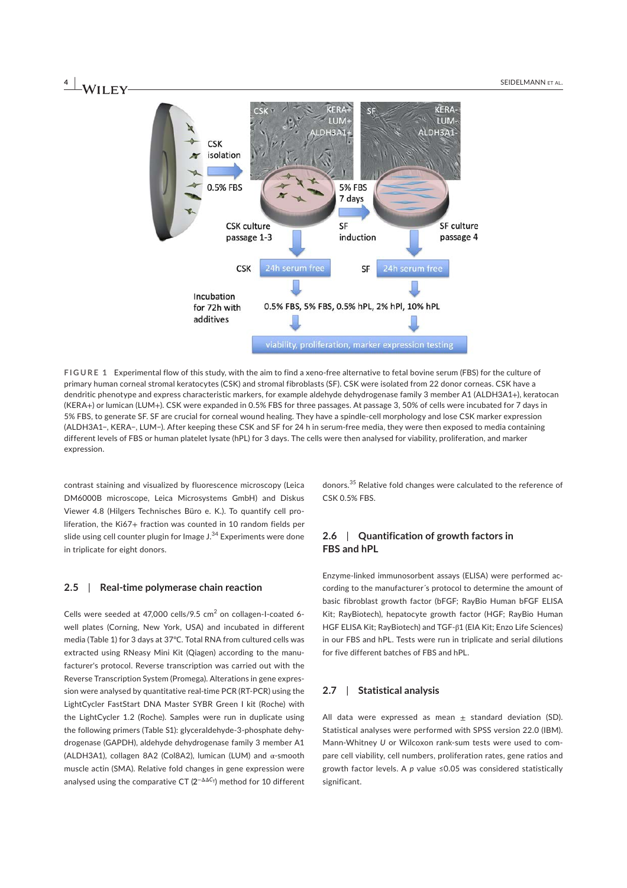FIGURE 1 Experimental flow of this study, with the aim to find a xeno-free alternative to fetal bovine serum (FBS) for the culture of primary human corneal stromal keratocytes (CSK) and stromal fibroblasts (SF). CSK were isolated from 22 donor corneas. CSK have a dendritic phenotype and express characteristic markers, for example aldehyde dehydrogenase family 3 member A1 (ALDH3A1+), keratocan (KERA+) or lumican (LUM+). CSK were expanded in 0.5% FBS for three passages. At passage 3, 50% of cells were incubated for 7 days in 5% FBS, to generate SF. SF are crucial for corneal wound healing. They have a spindle-cell morphology and lose CSK marker expression (ALDH3A1−, KERA−, LUM−). After keeping these CSK and SF for 24 h in serum-free media, they were then exposed to media containing different levels of FBS or human platelet lysate (hPL) for 3 days. The cells were then analysed for viability, proliferation, and marker expression.

contrast staining and visualized by fluorescence microscopy (Leica DM6000B microscope, Leica Microsystems GmbH) and Diskus Viewer 4.8 (Hilgers Technisches Büro e. K.). To quantify cell proliferation, the Ki67+ fraction was counted in 10 random fields per slide using cell counter plugin for Image J.[34] Experiments were done in triplicate for eight donors.

## 2.5 | Real-time polymerase chain reaction

Cells were seeded at 47,000 cells/9.5 $cm^2$ on collagen-I-coated 6-well plates (Corning, New York, USA) and incubated in different media (Table 1) for 3 days at 37°C. Total RNA from cultured cells was extracted using RNeasy Mini Kit (Qiagen) according to the manufacturer's protocol. Reverse transcription was carried out with the Reverse Transcription System (Promega). Alterations in gene expression were analysed by quantitative real-time PCR (RT-PCR) using the LightCycler FastStart DNA Master SYBR Green I kit (Roche) with the LightCycler 1.2 (Roche). Samples were run in duplicate using the following primers (Table S1): glyceraldehyde-3-phosphate dehydrogenase (GAPDH), aldehyde dehydrogenase family 3 member A1 (ALDH3A1), collagen 8A2 (Col8A2), lumican (LUM) and α-smooth muscle actin (SMA). Relative fold changes in gene expression were analysed using the comparative CT ($2^{-\Delta\Delta C_T}$) method for 10 different donors.[35] Relative fold changes were calculated to the reference of CSK 0.5% FBS.

## 2.6 | Quantification of growth factors in FBS and hPL

Enzyme-linked immunosorbent assays (ELISA) were performed according to the manufacturer´s protocol to determine the amount of basic fibroblast growth factor (bFGF; RayBio Human bFGF ELISA Kit; RayBiotech), hepatocyte growth factor (HGF; RayBio Human HGF ELISA Kit; RayBiotech) and TGF-β1 (EIA Kit; Enzo Life Sciences) in our FBS and hPL. Tests were run in triplicate and serial dilutions for five different batches of FBS and hPL.

## 2.7 | Statistical analysis

All data were expressed as mean ± standard deviation (SD). Statistical analyses were performed with SPSS version 22.0 (IBM). Mann-Whitney *U* or Wilcoxon rank-sum tests were used to compare cell viability, cell numbers, proliferation rates, gene ratios and growth factor levels. A *p* value $\le 0.05$ was considered statistically significant.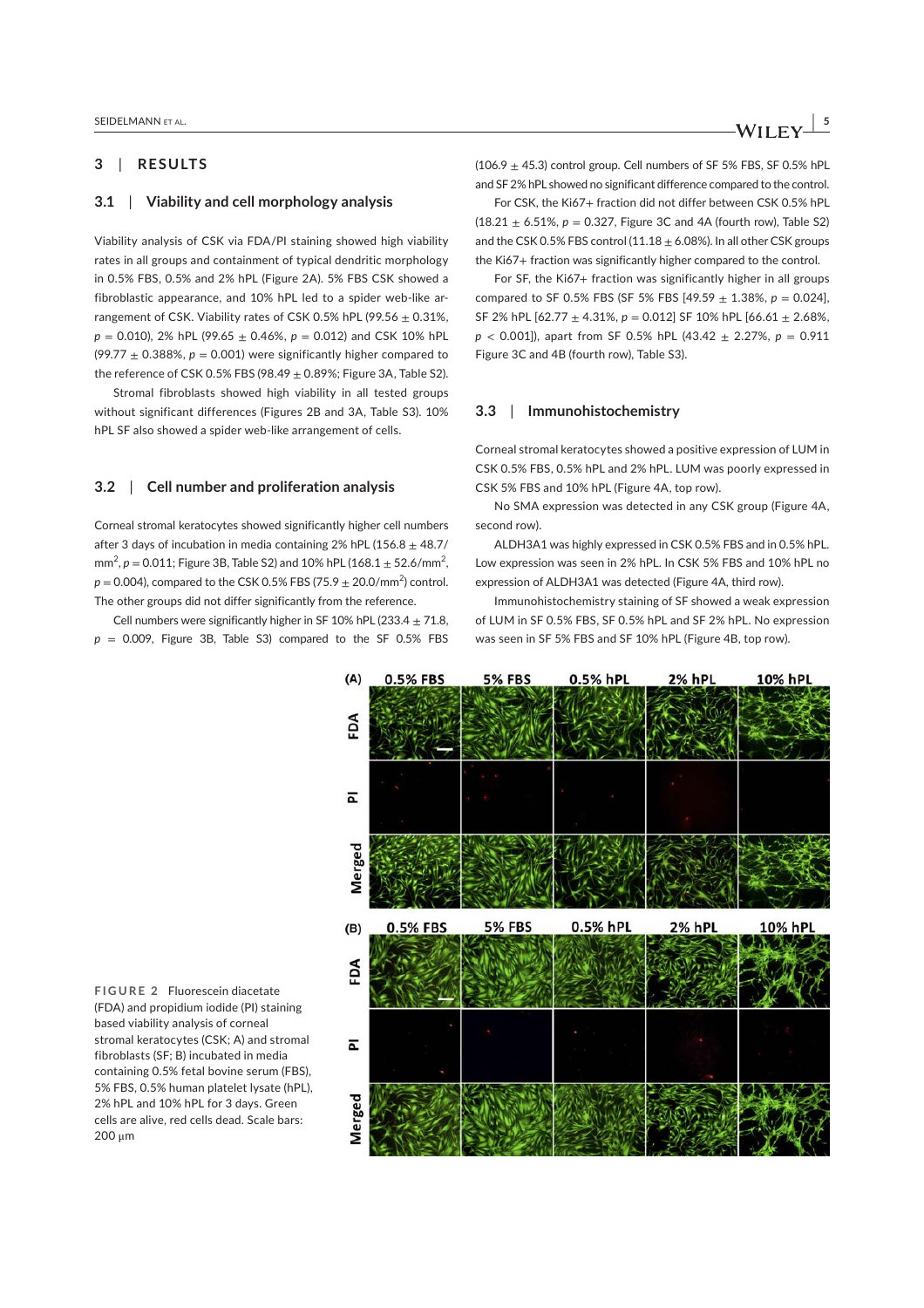## 3 | RESULTS

### 3.1 | Viability and cell morphology analysis

Viability analysis of CSK via FDA/PI staining showed high viability rates in all groups and containment of typical dendritic morphology in 0.5% FBS, 0.5% and 2% hPL (Figure 2A). 5% FBS CSK showed a fibroblastic appearance, and 10% hPL led to a spider web-like arrangement of CSK. Viability rates of CSK 0.5% hPL (99.56 ± 0.31%, $p$ = 0.010), 2% hPL (99.65 ± 0.46%, $p$ = 0.012) and CSK 10% hPL (99.77 ± 0.388%, $p$ = 0.001) were significantly higher compared to the reference of CSK 0.5% FBS (98.49 ± 0.89%; Figure 3A, Table S2).

Stromal fibroblasts showed high viability in all tested groups without significant differences (Figures 2B and 3A, Table S3). 10% hPL SF also showed a spider web-like arrangement of cells.

### 3.2 | Cell number and proliferation analysis

Corneal stromal keratocytes showed significantly higher cell numbers after 3 days of incubation in media containing 2% hPL (156.8 ± 48.7/mm$^2$, $p$ = 0.011; Figure 3B, Table S2) and 10% hPL (168.1 ± 52.6/mm$^2$, $p$ = 0.004), compared to the CSK 0.5% FBS (75.9 ± 20.0/mm$^2$) control. The other groups did not differ significantly from the reference.

Cell numbers were significantly higher in SF 10% hPL (233.4 ± 71.8, $p$ = 0.009, Figure 3B, Table S3) compared to the SF 0.5% FBS (106.9 ± 45.3) control group. Cell numbers of SF 5% FBS, SF 0.5% hPL and SF 2% hPL showed no significant difference compared to the control.

For CSK, the Ki67+ fraction did not differ between CSK 0.5% hPL (18.21 ± 6.51%, $p$ = 0.327, Figure 3C and 4A (fourth row), Table S2) and the CSK 0.5% FBS control (11.18 ± 6.08%). In all other CSK groups the Ki67+ fraction was significantly higher compared to the control.

For SF, the Ki67+ fraction was significantly higher in all groups compared to SF 0.5% FBS (SF 5% FBS [49.59 ± 1.38%, $p$ = 0.024], SF 2% hPL [62.77 ± 4.31%, $p$ = 0.012] SF 10% hPL [66.61 ± 2.68%, $p$ < 0.001]), apart from SF 0.5% hPL (43.42 ± 2.27%, $p$ = 0.911 Figure 3C and 4B (fourth row), Table S3).

### 3.3 | Immunohistochemistry

Corneal stromal keratocytes showed a positive expression of LUM in CSK 0.5% FBS, 0.5% hPL and 2% hPL. LUM was poorly expressed in CSK 5% FBS and 10% hPL (Figure 4A, top row).

No SMA expression was detected in any CSK group (Figure 4A, second row).

ALDH3A1 was highly expressed in CSK 0.5% FBS and in 0.5% hPL. Low expression was seen in 2% hPL. In CSK 5% FBS and 10% hPL no expression of ALDH3A1 was detected (Figure 4A, third row).

Immunohistochemistry staining of SF showed a weak expression of LUM in SF 0.5% FBS, SF 0.5% hPL and SF 2% hPL. No expression was seen in SF 5% FBS and SF 10% hPL (Figure 4B, top row).

FIGURE 2 Fluorescein diacetate (FDA) and propidium iodide (PI) staining based viability analysis of corneal stromal keratocytes (CSK; A) and stromal fibroblasts (SF; B) incubated in media containing 0.5% fetal bovine serum (FBS), 5% FBS, 0.5% human platelet lysate (hPL), 2% hPL and 10% hPL for 3 days. Green cells are alive, red cells dead. Scale bars: 200 μm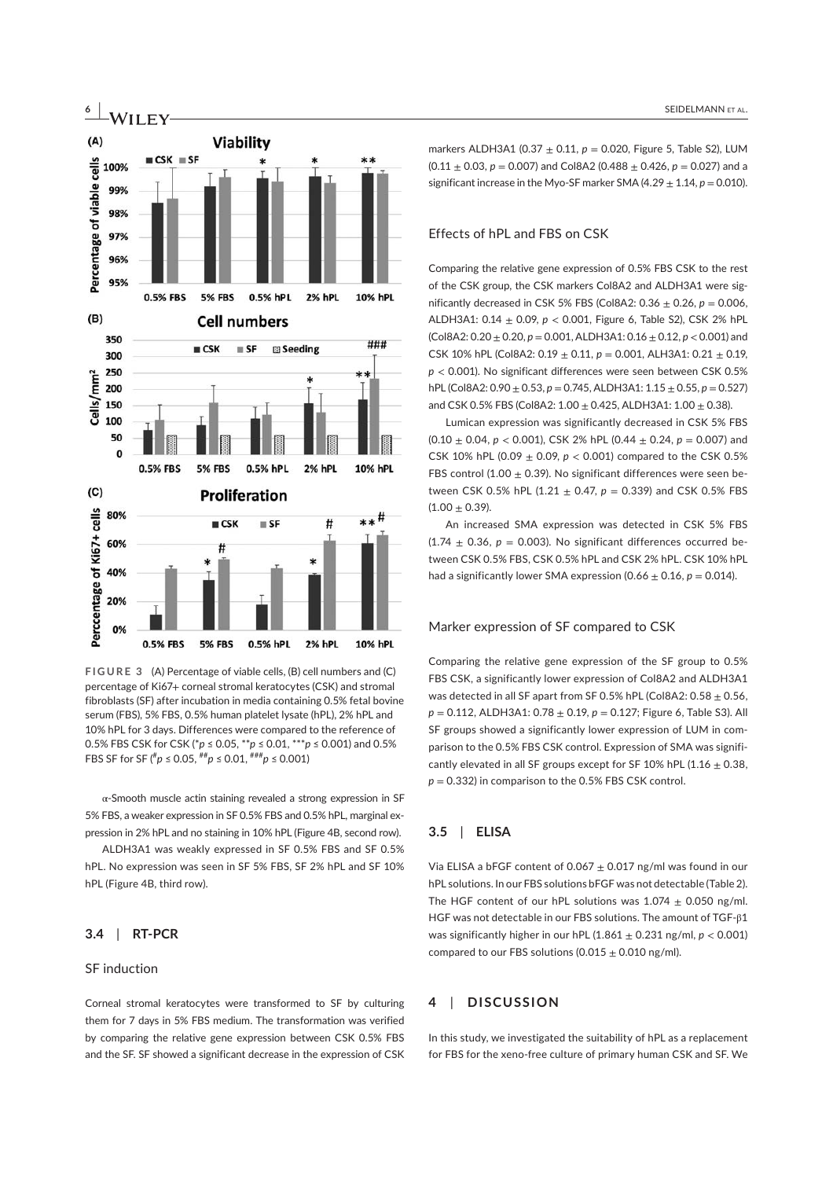**FIGURE 3** (A) Percentage of viable cells, (B) cell numbers and (C) percentage of Ki67+ corneal stromal keratocytes (CSK) and stromal fibroblasts (SF) after incubation in media containing 0.5% fetal bovine serum (FBS), 5% FBS, 0.5% human platelet lysate (hPL), 2% hPL and 10% hPL for 3 days. Differences were compared to the reference of 0.5% FBS CSK for CSK (*$p \leq 0.05$, **$p \leq 0.01$, ***$p \leq 0.001$) and 0.5% FBS SF for SF (#$p \leq 0.05$, ##$p \leq 0.01$, ###$p \leq 0.001$)

α-Smooth muscle actin staining revealed a strong expression in SF 5% FBS, a weaker expression in SF 0.5% FBS and 0.5% hPL, marginal expression in 2% hPL and no staining in 10% hPL (Figure 4B, second row).

ALDH3A1 was weakly expressed in SF 0.5% FBS and SF 0.5% hPL. No expression was seen in SF 5% FBS, SF 2% hPL and SF 10% hPL (Figure 4B, third row).

### 3.4 | RT-PCR

#### SF induction

Corneal stromal keratocytes were transformed to SF by culturing them for 7 days in 5% FBS medium. The transformation was verified by comparing the relative gene expression between CSK 0.5% FBS and the SF. SF showed a significant decrease in the expression of CSK markers ALDH3A1 (0.37 ± 0.11, $p = 0.020$, Figure 5, Table S2), LUM (0.11 ± 0.03, $p = 0.007$) and Col8A2 (0.488 ± 0.426, $p = 0.027$) and a significant increase in the Myo-SF marker SMA (4.29 ± 1.14, $p = 0.010$).

#### Effects of hPL and FBS on CSK

Comparing the relative gene expression of 0.5% FBS CSK to the rest of the CSK group, the CSK markers Col8A2 and ALDH3A1 were significantly decreased in CSK 5% FBS (Col8A2: 0.36 ± 0.26, $p = 0.006$, ALDH3A1: 0.14 ± 0.09, $p < 0.001$, Figure 6, Table S2), CSK 2% hPL (Col8A2: 0.20 ± 0.20, $p = 0.001$, ALDH3A1: 0.16 ± 0.12, $p < 0.001$) and CSK 10% hPL (Col8A2: 0.19 ± 0.11, $p = 0.001$, ALH3A1: 0.21 ± 0.19, $p < 0.001$). No significant differences were seen between CSK 0.5% hPL (Col8A2: 0.90 ± 0.53, $p = 0.745$, ALDH3A1: 1.15 ± 0.55, $p = 0.527$) and CSK 0.5% FBS (Col8A2: 1.00 ± 0.425, ALDH3A1: 1.00 ± 0.38).

Lumican expression was significantly decreased in CSK 5% FBS (0.10 ± 0.04, $p < 0.001$), CSK 2% hPL (0.44 ± 0.24, $p = 0.007$) and CSK 10% hPL (0.09 ± 0.09, $p < 0.001$) compared to the CSK 0.5% FBS control (1.00 ± 0.39). No significant differences were seen between CSK 0.5% hPL (1.21 ± 0.47, $p = 0.339$) and CSK 0.5% FBS (1.00 ± 0.39).

An increased SMA expression was detected in CSK 5% FBS (1.74 ± 0.36, $p = 0.003$). No significant differences occurred between CSK 0.5% FBS, CSK 0.5% hPL and CSK 2% hPL. CSK 10% hPL had a significantly lower SMA expression (0.66 ± 0.16, $p = 0.014$).

#### Marker expression of SF compared to CSK

Comparing the relative gene expression of the SF group to 0.5% FBS CSK, a significantly lower expression of Col8A2 and ALDH3A1 was detected in all SF apart from SF 0.5% hPL (Col8A2: 0.58 ± 0.56, $p = 0.112$, ALDH3A1: 0.78 ± 0.19, $p = 0.127$; Figure 6, Table S3). All SF groups showed a significantly lower expression of LUM in comparison to the 0.5% FBS CSK control. Expression of SMA was significantly elevated in all SF groups except for SF 10% hPL (1.16 ± 0.38, $p = 0.332$) in comparison to the 0.5% FBS CSK control.

### 3.5 | ELISA

Via ELISA a bFGF content of 0.067 ± 0.017 ng/ml was found in our hPL solutions. In our FBS solutions bFGF was not detectable (Table 2). The HGF content of our hPL solutions was 1.074 ± 0.050 ng/ml. HGF was not detectable in our FBS solutions. The amount of TGF-β1 was significantly higher in our hPL (1.861 ± 0.231 ng/ml, $p < 0.001$) compared to our FBS solutions (0.015 ± 0.010 ng/ml).

## 4 | DISCUSSION

In this study, we investigated the suitability of hPL as a replacement for FBS for the xeno-free culture of primary human CSK and SF. We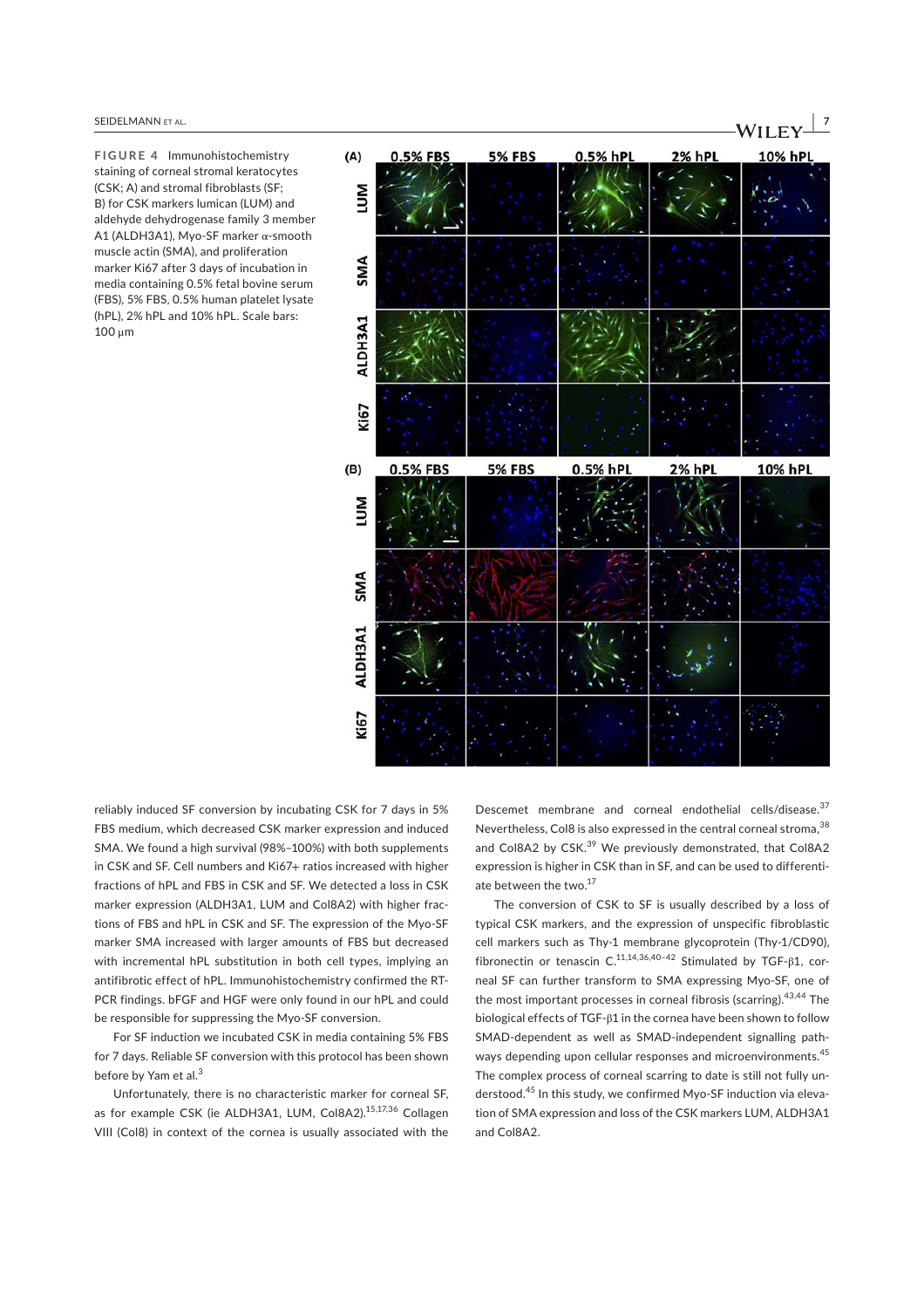**FIGURE 4** Immunohistochemistry staining of corneal stromal keratocytes (CSK; A) and stromal fibroblasts (SF; B) for CSK markers lumican (LUM) and aldehyde dehydrogenase family 3 member A1 (ALDH3A1), Myo-SF marker α-smooth muscle actin (SMA), and proliferation marker Ki67 after 3 days of incubation in media containing 0.5% fetal bovine serum (FBS), 5% FBS, 0.5% human platelet lysate (hPL), 2% hPL and 10% hPL. Scale bars: 100 μm

reliably induced SF conversion by incubating CSK for 7 days in 5% FBS medium, which decreased CSK marker expression and induced SMA. We found a high survival (98%–100%) with both supplements in CSK and SF. Cell numbers and Ki67+ ratios increased with higher fractions of hPL and FBS in CSK and SF. We detected a loss in CSK marker expression (ALDH3A1, LUM and Col8A2) with higher fractions of FBS and hPL in CSK and SF. The expression of the Myo-SF marker SMA increased with larger amounts of FBS but decreased with incremental hPL substitution in both cell types, implying an antifibrotic effect of hPL. Immunohistochemistry confirmed the RT-PCR findings. bFGF and HGF were only found in our hPL and could be responsible for suppressing the Myo-SF conversion.

For SF induction we incubated CSK in media containing 5% FBS for 7 days. Reliable SF conversion with this protocol has been shown before by Yam et al.[3]

Unfortunately, there is no characteristic marker for corneal SF, as for example CSK (ie ALDH3A1, LUM, Col8A2).[15,17,36] Collagen VIII (Col8) in context of the cornea is usually associated with the Descemet membrane and corneal endothelial cells/disease.[37] Nevertheless, Col8 is also expressed in the central corneal stroma,[38] and Col8A2 by CSK.[39] We previously demonstrated, that Col8A2 expression is higher in CSK than in SF, and can be used to differentiate between the two.[17]

The conversion of CSK to SF is usually described by a loss of typical CSK markers, and the expression of unspecific fibroblastic cell markers such as Thy-1 membrane glycoprotein (Thy-1/CD90), fibronectin or tenascin C.[11,14,36,40–42] Stimulated by TGF-β1, corneal SF can further transform to SMA expressing Myo-SF, one of the most important processes in corneal fibrosis (scarring).[43,44] The biological effects of TGF-β1 in the cornea have been shown to follow SMAD-dependent as well as SMAD-independent signalling pathways depending upon cellular responses and microenvironments.[45] The complex process of corneal scarring to date is still not fully understood.[45] In this study, we confirmed Myo-SF induction via elevation of SMA expression and loss of the CSK markers LUM, ALDH3A1 and Col8A2.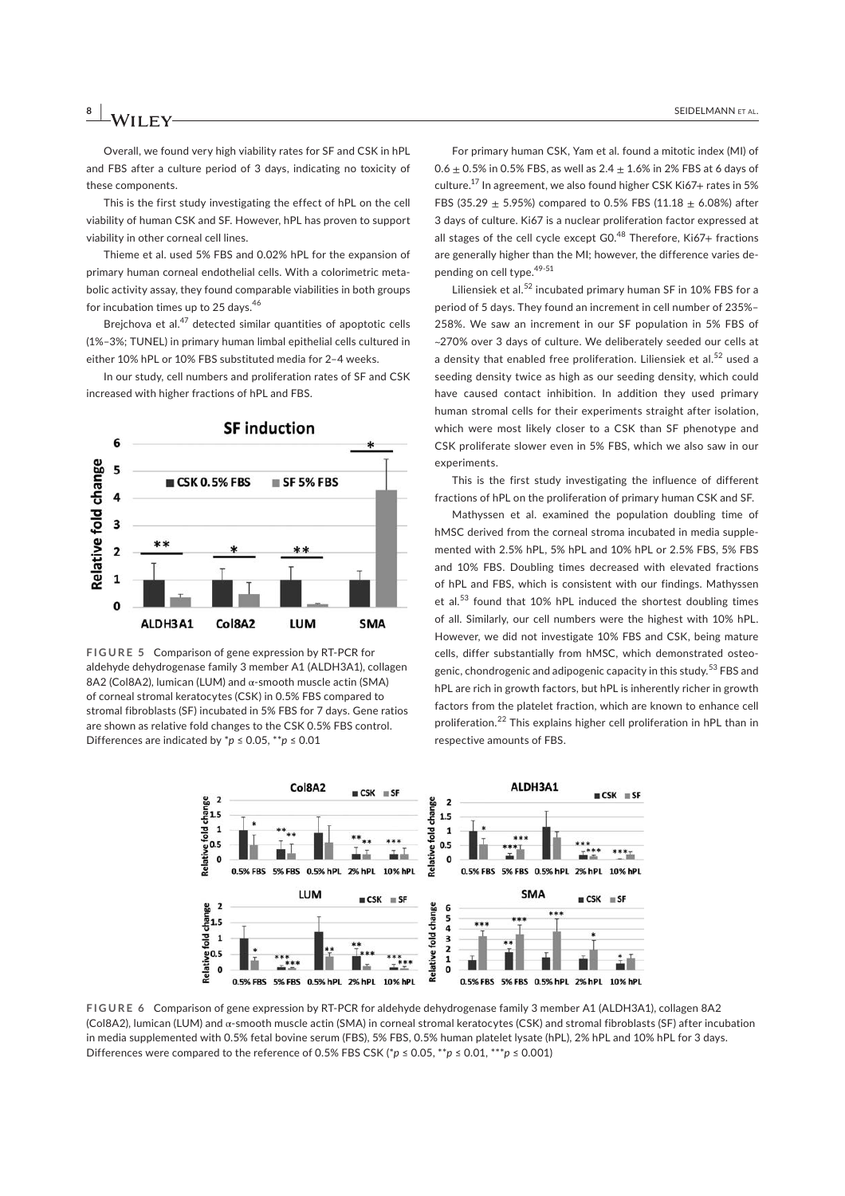Overall, we found very high viability rates for SF and CSK in hPL and FBS after a culture period of 3 days, indicating no toxicity of these components.

This is the first study investigating the effect of hPL on the cell viability of human CSK and SF. However, hPL has proven to support viability in other corneal cell lines.

Thieme et al. used 5% FBS and 0.02% hPL for the expansion of primary human corneal endothelial cells. With a colorimetric metabolic activity assay, they found comparable viabilities in both groups for incubation times up to 25 days.[46]

Brejchova et al.[47] detected similar quantities of apoptotic cells (1%–3%; TUNEL) in primary human limbal epithelial cells cultured in either 10% hPL or 10% FBS substituted media for 2–4 weeks.

In our study, cell numbers and proliferation rates of SF and CSK increased with higher fractions of hPL and FBS.

**FIGURE 5** Comparison of gene expression by RT-PCR for aldehyde dehydrogenase family 3 member A1 (ALDH3A1), collagen 8A2 (Col8A2), lumican (LUM) and α-smooth muscle actin (SMA) of corneal stromal keratocytes (CSK) in 0.5% FBS compared to stromal fibroblasts (SF) incubated in 5% FBS for 7 days. Gene ratios are shown as relative fold changes to the CSK 0.5% FBS control. Differences are indicated by *$p \leq 0.05$, **$p \leq 0.01$

For primary human CSK, Yam et al. found a mitotic index (MI) of $0.6 \pm 0.5\%$ in 0.5% FBS, as well as $2.4 \pm 1.6\%$ in 2% FBS at 6 days of culture.[17] In agreement, we also found higher CSK Ki67+ rates in 5% FBS ($35.29 \pm 5.95\%$) compared to 0.5% FBS ($11.18 \pm 6.08\%$) after 3 days of culture. Ki67 is a nuclear proliferation factor expressed at all stages of the cell cycle except G0.[48] Therefore, Ki67+ fractions are generally higher than the MI; however, the difference varies depending on cell type.[49-51]

Liliensiek et al.[52] incubated primary human SF in 10% FBS for a period of 5 days. They found an increment in cell number of 235%–258%. We saw an increment in our SF population in 5% FBS of ~270% over 3 days of culture. We deliberately seeded our cells at a density that enabled free proliferation. Liliensiek et al.[52] used a seeding density twice as high as our seeding density, which could have caused contact inhibition. In addition they used primary human stromal cells for their experiments straight after isolation, which were most likely closer to a CSK than SF phenotype and CSK proliferate slower even in 5% FBS, which we also saw in our experiments.

This is the first study investigating the influence of different fractions of hPL on the proliferation of primary human CSK and SF.

Mathyssen et al. examined the population doubling time of hMSC derived from the corneal stroma incubated in media supplemented with 2.5% hPL, 5% hPL and 10% hPL or 2.5% FBS, 5% FBS and 10% FBS. Doubling times decreased with elevated fractions of hPL and FBS, which is consistent with our findings. Mathyssen et al.[53] found that 10% hPL induced the shortest doubling times of all. Similarly, our cell numbers were the highest with 10% hPL. However, we did not investigate 10% FBS and CSK, being mature cells, differ substantially from hMSC, which demonstrated osteogenic, chondrogenic and adipogenic capacity in this study.[53] FBS and hPL are rich in growth factors, but hPL is inherently richer in growth factors from the platelet fraction, which are known to enhance cell proliferation.[22] This explains higher cell proliferation in hPL than in respective amounts of FBS.

**FIGURE 6** Comparison of gene expression by RT-PCR for aldehyde dehydrogenase family 3 member A1 (ALDH3A1), collagen 8A2 (Col8A2), lumican (LUM) and α-smooth muscle actin (SMA) in corneal stromal keratocytes (CSK) and stromal fibroblasts (SF) after incubation in media supplemented with 0.5% fetal bovine serum (FBS), 5% FBS, 0.5% human platelet lysate (hPL), 2% hPL and 10% hPL for 3 days. Differences were compared to the reference of 0.5% FBS CSK (*$p \leq 0.05$, **$p \leq 0.01$, ***$p \leq 0.001$)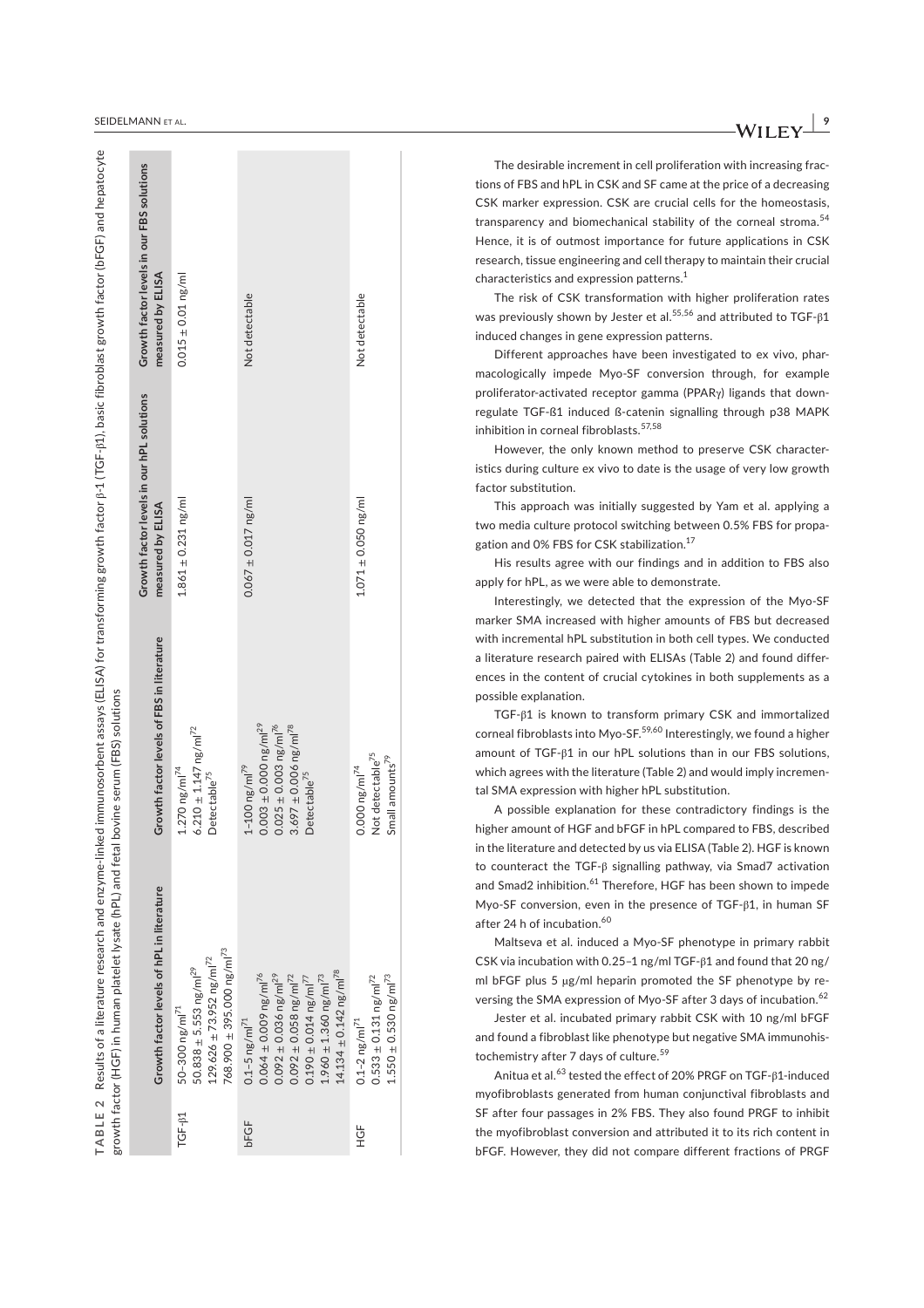**TABLE 2** Results of a literature research and enzyme-linked immunosorbent assays (ELISA) for transforming growth factor β-1 (TGF-β1), basic fibroblast growth factor (bFGF) and hepatocyte growth factor (HGF) in human platelet lysate (hPL) and fetal bovine serum (FBS) solutions

| | Growth factor levels of hPL in literature | Growth factor levels of FBS in literature | Growth factor levels in our hPL solutions measured by ELISA | Growth factor levels in our FBS solutions measured by ELISA |
|---|---|---|---|---|
| TGF-β1 | 50–300 ng/ml[71]<br>50.838 ± 5.553 ng/ml[29]<br>129.626 ± 73.952 ng/ml[72]<br>768.900 ± 395.000 ng/ml[73] | 1.270 ng/ml[74]<br>6.210 ± 1.147 ng/ml[72]<br>Detectable[75] | 1.861 ± 0.231 ng/ml | 0.015 ± 0.01 ng/ml |
| bFGF | 0.1–5 ng/ml[71]<br>0.064 ± 0.009 ng/ml[76]<br>0.092 ± 0.036 ng/ml[29]<br>0.092 ± 0.058 ng/ml[72]<br>0.190 ± 0.014 ng/ml[77]<br>1.960 ± 1.360 ng/ml[73]<br>14.134 ± 0.142 ng/ml[78] | 1–100 ng/ml[79]<br>0.003 ± 0.000 ng/ml[29]<br>0.025 ± 0.003 ng/ml[76]<br>3.697 ± 0.006 ng/ml[78]<br>Detectable[75] | 0.067 ± 0.017 ng/ml | Not detectable |
| HGF | 0.1–2 ng/ml[71]<br>0.533 ± 0.131 ng/ml[72]<br>1.550 ± 0.530 ng/ml[73] | 0.000 ng/ml[74]<br>Not detectable[75]<br>Small amounts[79] | 1.071 ± 0.050 ng/ml | Not detectable |

The desirable increment in cell proliferation with increasing fractions of FBS and hPL in CSK and SF came at the price of a decreasing CSK marker expression. CSK are crucial cells for the homeostasis, transparency and biomechanical stability of the corneal stroma.[54] Hence, it is of outmost importance for future applications in CSK research, tissue engineering and cell therapy to maintain their crucial characteristics and expression patterns.[1]

The risk of CSK transformation with higher proliferation rates was previously shown by Jester et al.[55,56] and attributed to TGF-β1 induced changes in gene expression patterns.

Different approaches have been investigated to ex vivo, pharmacologically impede Myo-SF conversion through, for example proliferator-activated receptor gamma (PPARγ) ligands that downregulate TGF-ß1 induced ß-catenin signalling through p38 MAPK inhibition in corneal fibroblasts.[57,58]

However, the only known method to preserve CSK characteristics during culture ex vivo to date is the usage of very low growth factor substitution.

This approach was initially suggested by Yam et al. applying a two media culture protocol switching between 0.5% FBS for propagation and 0% FBS for CSK stabilization.[17]

His results agree with our findings and in addition to FBS also apply for hPL, as we were able to demonstrate.

Interestingly, we detected that the expression of the Myo-SF marker SMA increased with higher amounts of FBS but decreased with incremental hPL substitution in both cell types. We conducted a literature research paired with ELISAs (Table 2) and found differences in the content of crucial cytokines in both supplements as a possible explanation.

TGF-β1 is known to transform primary CSK and immortalized corneal fibroblasts into Myo-SF.[59,60] Interestingly, we found a higher amount of TGF-β1 in our hPL solutions than in our FBS solutions, which agrees with the literature (Table 2) and would imply incremental SMA expression with higher hPL substitution.

A possible explanation for these contradictory findings is the higher amount of HGF and bFGF in hPL compared to FBS, described in the literature and detected by us via ELISA (Table 2). HGF is known to counteract the TGF-β signalling pathway, via Smad7 activation and Smad2 inhibition.[61] Therefore, HGF has been shown to impede Myo-SF conversion, even in the presence of TGF-β1, in human SF after 24 h of incubation.[60]

Maltseva et al. induced a Myo-SF phenotype in primary rabbit CSK via incubation with 0.25–1 ng/ml TGF-β1 and found that 20 ng/ml bFGF plus 5 μg/ml heparin promoted the SF phenotype by reversing the SMA expression of Myo-SF after 3 days of incubation.[62]

Jester et al. incubated primary rabbit CSK with 10 ng/ml bFGF and found a fibroblast like phenotype but negative SMA immunohistochemistry after 7 days of culture.[59]

Anitua et al.[63] tested the effect of 20% PRGF on TGF-β1-induced myofibroblasts generated from human conjunctival fibroblasts and SF after four passages in 2% FBS. They also found PRGF to inhibit the myofibroblast conversion and attributed it to its rich content in bFGF. However, they did not compare different fractions of PRGF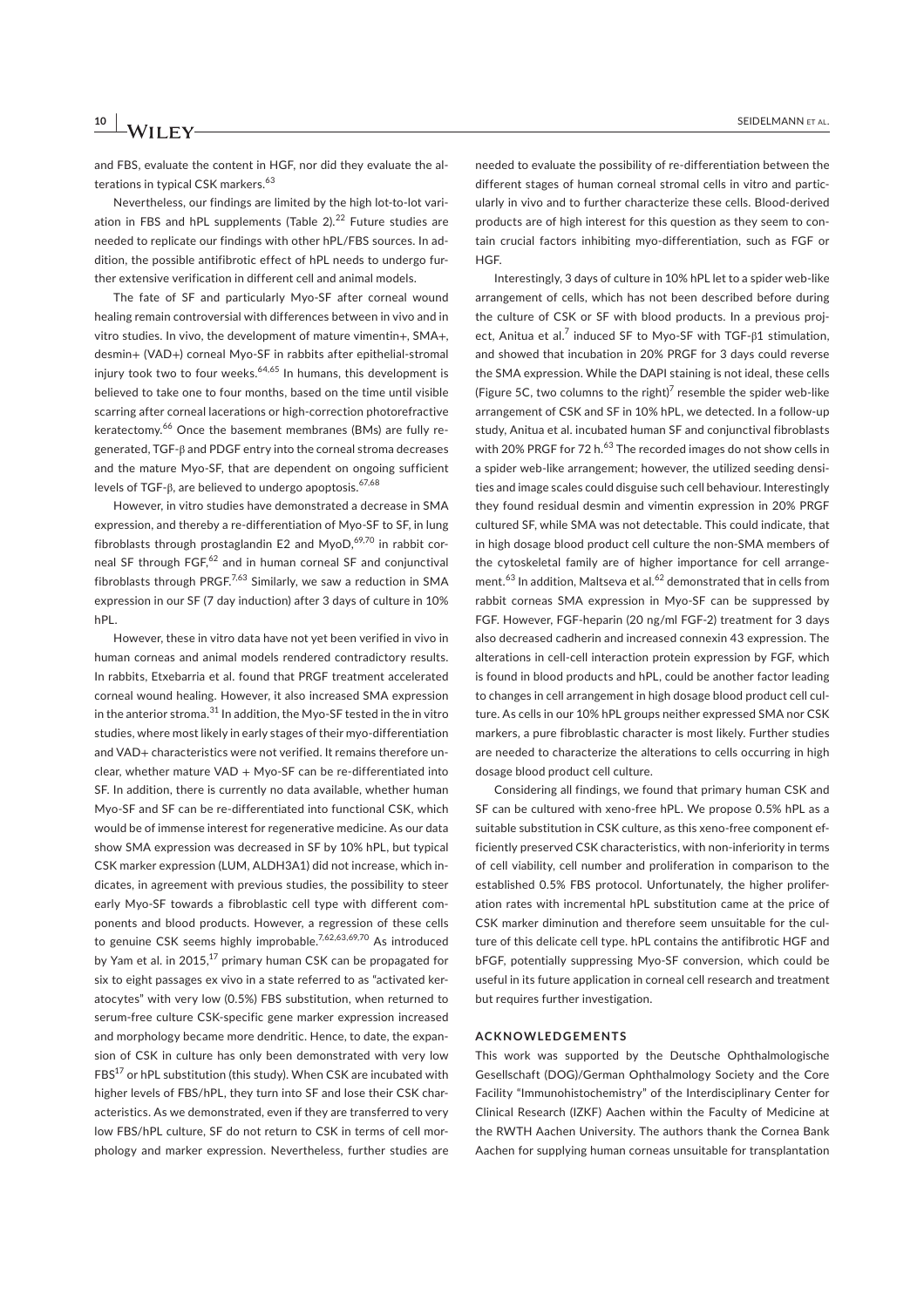and FBS, evaluate the content in HGF, nor did they evaluate the alterations in typical CSK markers.[63]

Nevertheless, our findings are limited by the high lot-to-lot variation in FBS and hPL supplements (Table 2).[22] Future studies are needed to replicate our findings with other hPL/FBS sources. In addition, the possible antifibrotic effect of hPL needs to undergo further extensive verification in different cell and animal models.

The fate of SF and particularly Myo-SF after corneal wound healing remain controversial with differences between in vivo and in vitro studies. In vivo, the development of mature vimentin+, SMA+, desmin+ (VAD+) corneal Myo-SF in rabbits after epithelial-stromal injury took two to four weeks.[64,65] In humans, this development is believed to take one to four months, based on the time until visible scarring after corneal lacerations or high-correction photorefractive keratectomy.[66] Once the basement membranes (BMs) are fully regenerated, TGF-β and PDGF entry into the corneal stroma decreases and the mature Myo-SF, that are dependent on ongoing sufficient levels of TGF-β, are believed to undergo apoptosis.[67,68]

However, in vitro studies have demonstrated a decrease in SMA expression, and thereby a re-differentiation of Myo-SF to SF, in lung fibroblasts through prostaglandin E2 and MyoD,[69,70] in rabbit corneal SF through FGF,[62] and in human corneal SF and conjunctival fibroblasts through PRGF.[7,63] Similarly, we saw a reduction in SMA expression in our SF (7 day induction) after 3 days of culture in 10% hPL.

However, these in vitro data have not yet been verified in vivo in human corneas and animal models rendered contradictory results. In rabbits, Etxebarria et al. found that PRGF treatment accelerated corneal wound healing. However, it also increased SMA expression in the anterior stroma.[31] In addition, the Myo-SF tested in the in vitro studies, where most likely in early stages of their myo-differentiation and VAD+ characteristics were not verified. It remains therefore unclear, whether mature VAD + Myo-SF can be re-differentiated into SF. In addition, there is currently no data available, whether human Myo-SF and SF can be re-differentiated into functional CSK, which would be of immense interest for regenerative medicine. As our data show SMA expression was decreased in SF by 10% hPL, but typical CSK marker expression (LUM, ALDH3A1) did not increase, which indicates, in agreement with previous studies, the possibility to steer early Myo-SF towards a fibroblastic cell type with different components and blood products. However, a regression of these cells to genuine CSK seems highly improbable.[7,62,63,69,70] As introduced by Yam et al. in 2015,[17] primary human CSK can be propagated for six to eight passages ex vivo in a state referred to as "activated keratocytes" with very low (0.5%) FBS substitution, when returned to serum-free culture CSK-specific gene marker expression increased and morphology became more dendritic. Hence, to date, the expansion of CSK in culture has only been demonstrated with very low FBS[17] or hPL substitution (this study). When CSK are incubated with higher levels of FBS/hPL, they turn into SF and lose their CSK characteristics. As we demonstrated, even if they are transferred to very low FBS/hPL culture, SF do not return to CSK in terms of cell morphology and marker expression. Nevertheless, further studies are needed to evaluate the possibility of re-differentiation between the different stages of human corneal stromal cells in vitro and particularly in vivo and to further characterize these cells. Blood-derived products are of high interest for this question as they seem to contain crucial factors inhibiting myo-differentiation, such as FGF or HGF.

Interestingly, 3 days of culture in 10% hPL let to a spider web-like arrangement of cells, which has not been described before during the culture of CSK or SF with blood products. In a previous project, Anitua et al.[7] induced SF to Myo-SF with TGF-β1 stimulation, and showed that incubation in 20% PRGF for 3 days could reverse the SMA expression. While the DAPI staining is not ideal, these cells (Figure 5C, two columns to the right)[7] resemble the spider web-like arrangement of CSK and SF in 10% hPL, we detected. In a follow-up study, Anitua et al. incubated human SF and conjunctival fibroblasts with 20% PRGF for 72 h.[63] The recorded images do not show cells in a spider web-like arrangement; however, the utilized seeding densities and image scales could disguise such cell behaviour. Interestingly they found residual desmin and vimentin expression in 20% PRGF cultured SF, while SMA was not detectable. This could indicate, that in high dosage blood product cell culture the non-SMA members of the cytoskeletal family are of higher importance for cell arrangement.[63] In addition, Maltseva et al.[62] demonstrated that in cells from rabbit corneas SMA expression in Myo-SF can be suppressed by FGF. However, FGF-heparin (20 ng/ml FGF-2) treatment for 3 days also decreased cadherin and increased connexin 43 expression. The alterations in cell-cell interaction protein expression by FGF, which is found in blood products and hPL, could be another factor leading to changes in cell arrangement in high dosage blood product cell culture. As cells in our 10% hPL groups neither expressed SMA nor CSK markers, a pure fibroblastic character is most likely. Further studies are needed to characterize the alterations to cells occurring in high dosage blood product cell culture.

Considering all findings, we found that primary human CSK and SF can be cultured with xeno-free hPL. We propose 0.5% hPL as a suitable substitution in CSK culture, as this xeno-free component efficiently preserved CSK characteristics, with non-inferiority in terms of cell viability, cell number and proliferation in comparison to the established 0.5% FBS protocol. Unfortunately, the higher proliferation rates with incremental hPL substitution came at the price of CSK marker diminution and therefore seem unsuitable for the culture of this delicate cell type. hPL contains the antifibrotic HGF and bFGF, potentially suppressing Myo-SF conversion, which could be useful in its future application in corneal cell research and treatment but requires further investigation.

## ACKNOWLEDGEMENTS

This work was supported by the Deutsche Ophthalmologische Gesellschaft (DOG)/German Ophthalmology Society and the Core Facility "Immunohistochemistry" of the Interdisciplinary Center for Clinical Research (IZKF) Aachen within the Faculty of Medicine at the RWTH Aachen University. The authors thank the Cornea Bank Aachen for supplying human corneas unsuitable for transplantation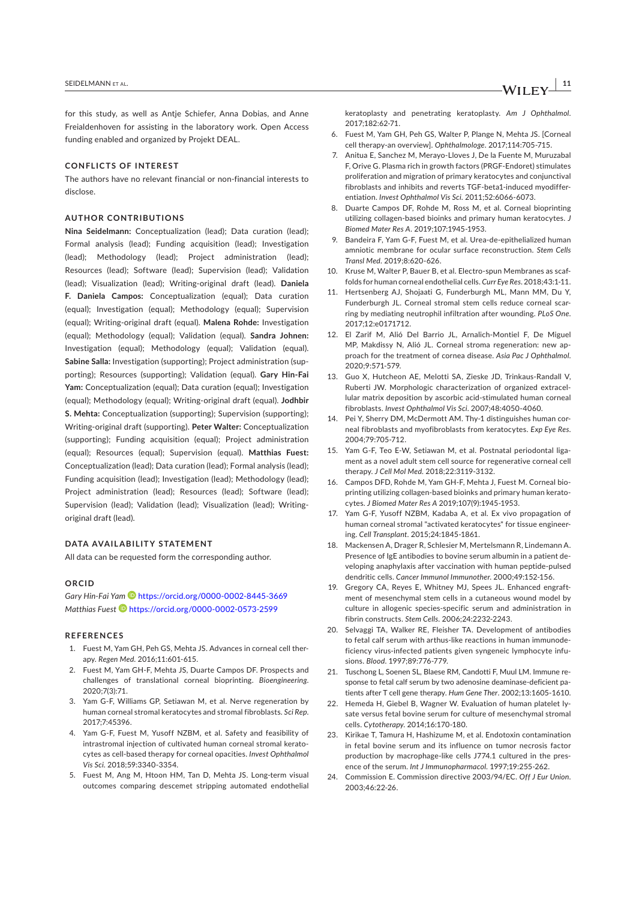for this study, as well as Antje Schiefer, Anna Dobias, and Anne Freialdenhoven for assisting in the laboratory work. Open Access funding enabled and organized by Projekt DEAL.

## CONFLICTS OF INTEREST

The authors have no relevant financial or non-financial interests to disclose.

## AUTHOR CONTRIBUTIONS

**Nina Seidelmann:** Conceptualization (lead); Data curation (lead); Formal analysis (lead); Funding acquisition (lead); Investigation (lead); Methodology (lead); Project administration (lead); Resources (lead); Software (lead); Supervision (lead); Validation (lead); Visualization (lead); Writing-original draft (lead). **Daniela F. Daniela Campos:** Conceptualization (equal); Data curation (equal); Investigation (equal); Methodology (equal); Supervision (equal); Writing-original draft (equal). **Malena Rohde:** Investigation (equal); Methodology (equal); Validation (equal). **Sandra Johnen:** Investigation (equal); Methodology (equal); Validation (equal). **Sabine Salla:** Investigation (supporting); Project administration (supporting); Resources (supporting); Validation (equal). **Gary Hin-Fai Yam:** Conceptualization (equal); Data curation (equal); Investigation (equal); Methodology (equal); Writing-original draft (equal). **Jodhbir S. Mehta:** Conceptualization (supporting); Supervision (supporting); Writing-original draft (supporting). **Peter Walter:** Conceptualization (supporting); Funding acquisition (equal); Project administration (equal); Resources (equal); Supervision (equal). **Matthias Fuest:** Conceptualization (lead); Data curation (lead); Formal analysis (lead); Funding acquisition (lead); Investigation (lead); Methodology (lead); Project administration (lead); Resources (lead); Software (lead); Supervision (lead); Validation (lead); Visualization (lead); Writing-original draft (lead).

## DATA AVAILABILITY STATEMENT

All data can be requested form the corresponding author.

## ORCID

*Gary Hin-Fai Yam* https://orcid.org/0000-0002-8445-3669
*Matthias Fuest* https://orcid.org/0000-0002-0573-2599

## REFERENCES

1. Fuest M, Yam GH, Peh GS, Mehta JS. Advances in corneal cell therapy. *Regen Med*. 2016;11:601-615.
2. Fuest M, Yam GH-F, Mehta JS, Duarte Campos DF. Prospects and challenges of translational corneal bioprinting. *Bioengineering*. 2020;7(3):71.
3. Yam G-F, Williams GP, Setiawan M, et al. Nerve regeneration by human corneal stromal keratocytes and stromal fibroblasts. *Sci Rep*. 2017;7:45396.
4. Yam G-F, Fuest M, Yusoff NZBM, et al. Safety and feasibility of intrastromal injection of cultivated human corneal stromal keratocytes as cell-based therapy for corneal opacities. *Invest Ophthalmol Vis Sci*. 2018;59:3340-3354.
5. Fuest M, Ang M, Htoon HM, Tan D, Mehta JS. Long-term visual outcomes comparing descemet stripping automated endothelial keratoplasty and penetrating keratoplasty. *Am J Ophthalmol*. 2017;182:62-71.
6. Fuest M, Yam GH, Peh GS, Walter P, Plange N, Mehta JS. [Corneal cell therapy-an overview]. *Ophthalmologe*. 2017;114:705-715.
7. Anitua E, Sanchez M, Merayo-Lloves J, De la Fuente M, Muruzabal F, Orive G. Plasma rich in growth factors (PRGF-Endoret) stimulates proliferation and migration of primary keratocytes and conjunctival fibroblasts and inhibits and reverts TGF-beta1-induced myodifferentiation. *Invest Ophthalmol Vis Sci*. 2011;52:6066-6073.
8. Duarte Campos DF, Rohde M, Ross M, et al. Corneal bioprinting utilizing collagen-based bioinks and primary human keratocytes. *J Biomed Mater Res A*. 2019;107:1945-1953.
9. Bandeira F, Yam G-F, Fuest M, et al. Urea-de-epithelialized human amniotic membrane for ocular surface reconstruction. *Stem Cells Transl Med*. 2019;8:620-626.
10. Kruse M, Walter P, Bauer B, et al. Electro-spun Membranes as scaffolds for human corneal endothelial cells. *Curr Eye Res*. 2018;43:1-11.
11. Hertsenberg AJ, Shojaati G, Funderburgh ML, Mann MM, Du Y, Funderburgh JL. Corneal stromal stem cells reduce corneal scarring by mediating neutrophil infiltration after wounding. *PLoS One*. 2017;12:e0171712.
12. El Zarif M, Alió Del Barrio JL, Arnalich-Montiel F, De Miguel MP, Makdissy N, Alió JL. Corneal stroma regeneration: new approach for the treatment of cornea disease. *Asia Pac J Ophthalmol*. 2020;9:571-579.
13. Guo X, Hutcheon AE, Melotti SA, Zieske JD, Trinkaus-Randall V, Ruberti JW. Morphologic characterization of organized extracellular matrix deposition by ascorbic acid-stimulated human corneal fibroblasts. *Invest Ophthalmol Vis Sci*. 2007;48:4050-4060.
14. Pei Y, Sherry DM, McDermott AM. Thy-1 distinguishes human corneal fibroblasts and myofibroblasts from keratocytes. *Exp Eye Res*. 2004;79:705-712.
15. Yam G-F, Teo E-W, Setiawan M, et al. Postnatal periodontal ligament as a novel adult stem cell source for regenerative corneal cell therapy. *J Cell Mol Med*. 2018;22:3119-3132.
16. Campos DFD, Rohde M, Yam GH-F, Mehta J, Fuest M. Corneal bioprinting utilizing collagen-based bioinks and primary human keratocytes. *J Biomed Mater Res A* 2019;107(9):1945-1953.
17. Yam G-F, Yusoff NZBM, Kadaba A, et al. Ex vivo propagation of human corneal stromal "activated keratocytes" for tissue engineering. *Cell Transplant*. 2015;24:1845-1861.
18. Mackensen A, Drager R, Schlesier M, Mertelsmann R, Lindemann A. Presence of IgE antibodies to bovine serum albumin in a patient developing anaphylaxis after vaccination with human peptide-pulsed dendritic cells. *Cancer Immunol Immunother*. 2000;49:152-156.
19. Gregory CA, Reyes E, Whitney MJ, Spees JL. Enhanced engraftment of mesenchymal stem cells in a cutaneous wound model by culture in allogenic species-specific serum and administration in fibrin constructs. *Stem Cells*. 2006;24:2232-2243.
20. Selvaggi TA, Walker RE, Fleisher TA. Development of antibodies to fetal calf serum with arthus-like reactions in human immunodeficiency virus-infected patients given syngeneic lymphocyte infusions. *Blood*. 1997;89:776-779.
21. Tuschong L, Soenen SL, Blaese RM, Candotti F, Muul LM. Immune response to fetal calf serum by two adenosine deaminase-deficient patients after T cell gene therapy. *Hum Gene Ther*. 2002;13:1605-1610.
22. Hemeda H, Giebel B, Wagner W. Evaluation of human platelet lysate versus fetal bovine serum for culture of mesenchymal stromal cells. *Cytotherapy*. 2014;16:170-180.
23. Kirikae T, Tamura H, Hashizume M, et al. Endotoxin contamination in fetal bovine serum and its influence on tumor necrosis factor production by macrophage-like cells J774.1 cultured in the presence of the serum. *Int J Immunopharmacol*. 1997;19:255-262.
24. Commission E. Commission directive 2003/94/EC. *Off J Eur Union*. 2003;46:22-26.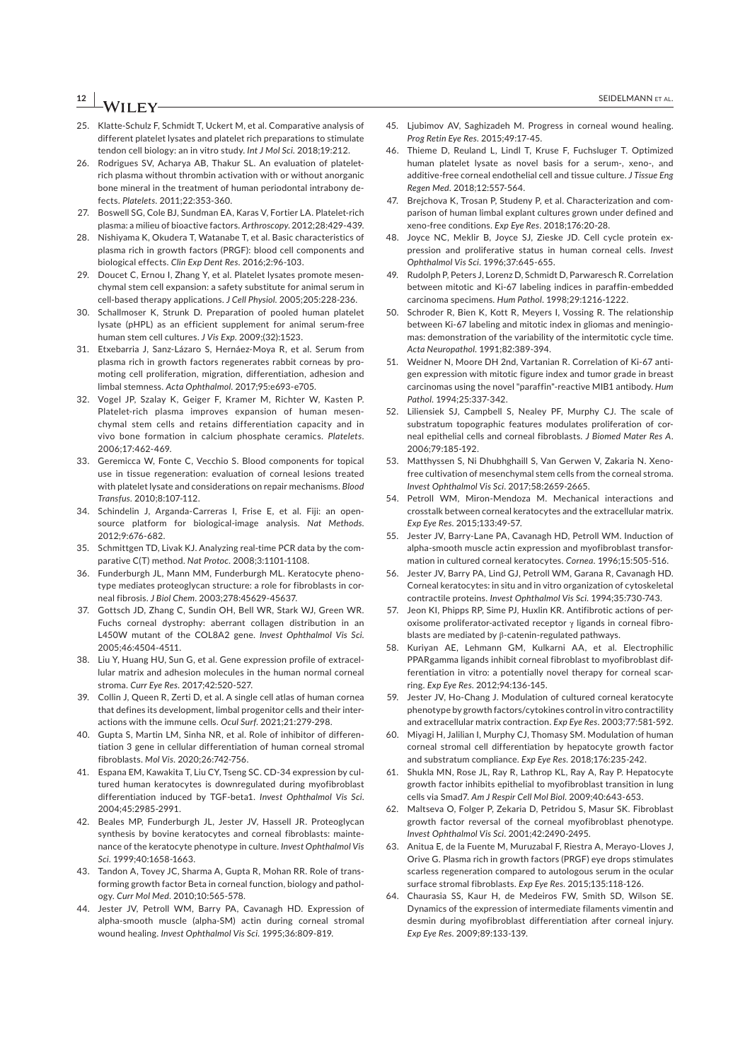25. Klatte-Schulz F, Schmidt T, Uckert M, et al. Comparative analysis of different platelet lysates and platelet rich preparations to stimulate tendon cell biology: an in vitro study. *Int J Mol Sci*. 2018;19:212.
26. Rodrigues SV, Acharya AB, Thakur SL. An evaluation of platelet-rich plasma without thrombin activation with or without anorganic bone mineral in the treatment of human periodontal intrabony defects. *Platelets*. 2011;22:353-360.
27. Boswell SG, Cole BJ, Sundman EA, Karas V, Fortier LA. Platelet-rich plasma: a milieu of bioactive factors. *Arthroscopy*. 2012;28:429-439.
28. Nishiyama K, Okudera T, Watanabe T, et al. Basic characteristics of plasma rich in growth factors (PRGF): blood cell components and biological effects. *Clin Exp Dent Res*. 2016;2:96-103.
29. Doucet C, Ernou I, Zhang Y, et al. Platelet lysates promote mesenchymal stem cell expansion: a safety substitute for animal serum in cell-based therapy applications. *J Cell Physiol*. 2005;205:228-236.
30. Schallmoser K, Strunk D. Preparation of pooled human platelet lysate (pHPL) as an efficient supplement for animal serum-free human stem cell cultures. *J Vis Exp*. 2009;(32):1523.
31. Etxebarria J, Sanz-Lázaro S, Hernáez-Moya R, et al. Serum from plasma rich in growth factors regenerates rabbit corneas by promoting cell proliferation, migration, differentiation, adhesion and limbal stemness. *Acta Ophthalmol*. 2017;95:e693-e705.
32. Vogel JP, Szalay K, Geiger F, Kramer M, Richter W, Kasten P. Platelet-rich plasma improves expansion of human mesenchymal stem cells and retains differentiation capacity and in vivo bone formation in calcium phosphate ceramics. *Platelets*. 2006;17:462-469.
33. Geremicca W, Fonte C, Vecchio S. Blood components for topical use in tissue regeneration: evaluation of corneal lesions treated with platelet lysate and considerations on repair mechanisms. *Blood Transfus*. 2010;8:107-112.
34. Schindelin J, Arganda-Carreras I, Frise E, et al. Fiji: an open-source platform for biological-image analysis. *Nat Methods*. 2012;9:676-682.
35. Schmittgen TD, Livak KJ. Analyzing real-time PCR data by the comparative C(T) method. *Nat Protoc*. 2008;3:1101-1108.
36. Funderburgh JL, Mann MM, Funderburgh ML. Keratocyte phenotype mediates proteoglycan structure: a role for fibroblasts in corneal fibrosis. *J Biol Chem*. 2003;278:45629-45637.
37. Gottsch JD, Zhang C, Sundin OH, Bell WR, Stark WJ, Green WR. Fuchs corneal dystrophy: aberrant collagen distribution in an L450W mutant of the COL8A2 gene. *Invest Ophthalmol Vis Sci*. 2005;46:4504-4511.
38. Liu Y, Huang HU, Sun G, et al. Gene expression profile of extracellular matrix and adhesion molecules in the human normal corneal stroma. *Curr Eye Res*. 2017;42:520-527.
39. Collin J, Queen R, Zerti D, et al. A single cell atlas of human cornea that defines its development, limbal progenitor cells and their interactions with the immune cells. *Ocul Surf*. 2021;21:279-298.
40. Gupta S, Martin LM, Sinha NR, et al. Role of inhibitor of differentiation 3 gene in cellular differentiation of human corneal stromal fibroblasts. *Mol Vis*. 2020;26:742-756.
41. Espana EM, Kawakita T, Liu CY, Tseng SC. CD-34 expression by cultured human keratocytes is downregulated during myofibroblast differentiation induced by TGF-beta1. *Invest Ophthalmol Vis Sci*. 2004;45:2985-2991.
42. Beales MP, Funderburgh JL, Jester JV, Hassell JR. Proteoglycan synthesis by bovine keratocytes and corneal fibroblasts: maintenance of the keratocyte phenotype in culture. *Invest Ophthalmol Vis Sci*. 1999;40:1658-1663.
43. Tandon A, Tovey JC, Sharma A, Gupta R, Mohan RR. Role of transforming growth factor Beta in corneal function, biology and pathology. *Curr Mol Med*. 2010;10:565-578.
44. Jester JV, Petroll WM, Barry PA, Cavanagh HD. Expression of alpha-smooth muscle (alpha-SM) actin during corneal stromal wound healing. *Invest Ophthalmol Vis Sci*. 1995;36:809-819.
45. Ljubimov AV, Saghizadeh M. Progress in corneal wound healing. *Prog Retin Eye Res*. 2015;49:17-45.
46. Thieme D, Reuland L, Lindl T, Kruse F, Fuchsluger T. Optimized human platelet lysate as novel basis for a serum-, xeno-, and additive-free corneal endothelial cell and tissue culture. *J Tissue Eng Regen Med*. 2018;12:557-564.
47. Brejchova K, Trosan P, Studeny P, et al. Characterization and comparison of human limbal explant cultures grown under defined and xeno-free conditions. *Exp Eye Res*. 2018;176:20-28.
48. Joyce NC, Meklir B, Joyce SJ, Zieske JD. Cell cycle protein expression and proliferative status in human corneal cells. *Invest Ophthalmol Vis Sci*. 1996;37:645-655.
49. Rudolph P, Peters J, Lorenz D, Schmidt D, Parwaresch R. Correlation between mitotic and Ki-67 labeling indices in paraffin-embedded carcinoma specimens. *Hum Pathol*. 1998;29:1216-1222.
50. Schroder R, Bien K, Kott R, Meyers I, Vossing R. The relationship between Ki-67 labeling and mitotic index in gliomas and meningiomas: demonstration of the variability of the intermitotic cycle time. *Acta Neuropathol*. 1991;82:389-394.
51. Weidner N, Moore DH 2nd, Vartanian R. Correlation of Ki-67 antigen expression with mitotic figure index and tumor grade in breast carcinomas using the novel "paraffin"-reactive MIB1 antibody. *Hum Pathol*. 1994;25:337-342.
52. Liliensiek SJ, Campbell S, Nealey PF, Murphy CJ. The scale of substratum topographic features modulates proliferation of corneal epithelial cells and corneal fibroblasts. *J Biomed Mater Res A*. 2006;79:185-192.
53. Matthyssen S, Ni Dhubhghaill S, Van Gerwen V, Zakaria N. Xeno-free cultivation of mesenchymal stem cells from the corneal stroma. *Invest Ophthalmol Vis Sci*. 2017;58:2659-2665.
54. Petroll WM, Miron-Mendoza M. Mechanical interactions and crosstalk between corneal keratocytes and the extracellular matrix. *Exp Eye Res*. 2015;133:49-57.
55. Jester JV, Barry-Lane PA, Cavanagh HD, Petroll WM. Induction of alpha-smooth muscle actin expression and myofibroblast transformation in cultured corneal keratocytes. *Cornea*. 1996;15:505-516.
56. Jester JV, Barry PA, Lind GJ, Petroll WM, Garana R, Cavanagh HD. Corneal keratocytes: in situ and in vitro organization of cytoskeletal contractile proteins. *Invest Ophthalmol Vis Sci*. 1994;35:730-743.
57. Jeon KI, Phipps RP, Sime PJ, Huxlin KR. Antifibrotic actions of peroxisome proliferator-activated receptor $\gamma$ ligands in corneal fibroblasts are mediated by $\beta$-catenin-regulated pathways.
58. Kuriyan AE, Lehmann GM, Kulkarni AA, et al. Electrophilic PPARgamma ligands inhibit corneal fibroblast to myofibroblast differentiation in vitro: a potentially novel therapy for corneal scarring. *Exp Eye Res*. 2012;94:136-145.
59. Jester JV, Ho-Chang J. Modulation of cultured corneal keratocyte phenotype by growth factors/cytokines control in vitro contractility and extracellular matrix contraction. *Exp Eye Res*. 2003;77:581-592.
60. Miyagi H, Jalilian I, Murphy CJ, Thomasy SM. Modulation of human corneal stromal cell differentiation by hepatocyte growth factor and substratum compliance. *Exp Eye Res*. 2018;176:235-242.
61. Shukla MN, Rose JL, Ray R, Lathrop KL, Ray A, Ray P. Hepatocyte growth factor inhibits epithelial to myofibroblast transition in lung cells via Smad7. *Am J Respir Cell Mol Biol*. 2009;40:643-653.
62. Maltseva O, Folger P, Zekaria D, Petridou S, Masur SK. Fibroblast growth factor reversal of the corneal myofibroblast phenotype. *Invest Ophthalmol Vis Sci*. 2001;42:2490-2495.
63. Anitua E, de la Fuente M, Muruzabal F, Riestra A, Merayo-Lloves J, Orive G. Plasma rich in growth factors (PRGF) eye drops stimulates scarless regeneration compared to autologous serum in the ocular surface stromal fibroblasts. *Exp Eye Res*. 2015;135:118-126.
64. Chaurasia SS, Kaur H, de Medeiros FW, Smith SD, Wilson SE. Dynamics of the expression of intermediate filaments vimentin and desmin during myofibroblast differentiation after corneal injury. *Exp Eye Res*. 2009;89:133-139.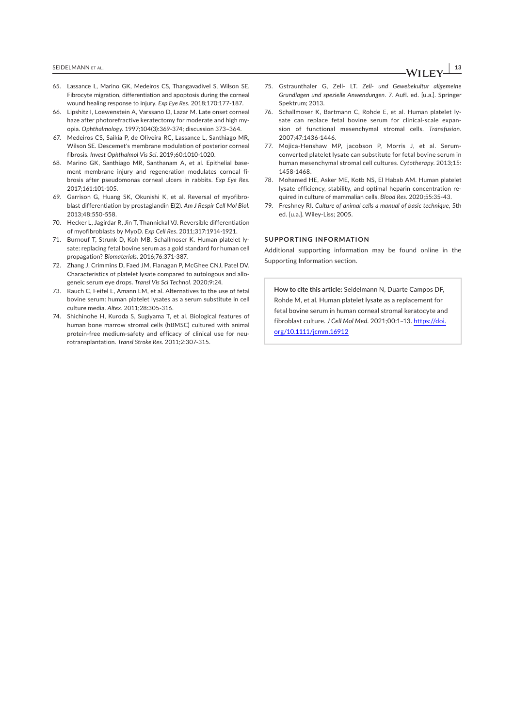65. Lassance L, Marino GK, Medeiros CS, Thangavadivel S, Wilson SE. Fibrocyte migration, differentiation and apoptosis during the corneal wound healing response to injury. *Exp Eye Res*. 2018;170:177-187.
66. Lipshitz I, Loewenstein A, Varssano D, Lazar M. Late onset corneal haze after photorefractive keratectomy for moderate and high myopia. *Ophthalmology*. 1997;104(3):369-374; discussion 373–364.
67. Medeiros CS, Saikia P, de Oliveira RC, Lassance L, Santhiago MR, Wilson SE. Descemet's membrane modulation of posterior corneal fibrosis. *Invest Ophthalmol Vis Sci*. 2019;60:1010-1020.
68. Marino GK, Santhiago MR, Santhanam A, et al. Epithelial basement membrane injury and regeneration modulates corneal fibrosis after pseudomonas corneal ulcers in rabbits. *Exp Eye Res*. 2017;161:101-105.
69. Garrison G, Huang SK, Okunishi K, et al. Reversal of myofibroblast differentiation by prostaglandin E(2). *Am J Respir Cell Mol Biol*. 2013;48:550-558.
70. Hecker L, Jagirdar R, Jin T, Thannickal VJ. Reversible differentiation of myofibroblasts by MyoD. *Exp Cell Res*. 2011;317:1914-1921.
71. Burnouf T, Strunk D, Koh MB, Schallmoser K. Human platelet lysate: replacing fetal bovine serum as a gold standard for human cell propagation? *Biomaterials*. 2016;76:371-387.
72. Zhang J, Crimmins D, Faed JM, Flanagan P, McGhee CNJ, Patel DV. Characteristics of platelet lysate compared to autologous and allogeneic serum eye drops. *Transl Vis Sci Technol*. 2020;9:24.
73. Rauch C, Feifel E, Amann EM, et al. Alternatives to the use of fetal bovine serum: human platelet lysates as a serum substitute in cell culture media. *Altex*. 2011;28:305-316.
74. Shichinohe H, Kuroda S, Sugiyama T, et al. Biological features of human bone marrow stromal cells (hBMSC) cultured with animal protein-free medium-safety and efficacy of clinical use for neurotransplantation. *Transl Stroke Res*. 2011;2:307-315.
75. Gstraunthaler G, Zell- LT. *Zell- und Gewebekultur allgemeine Grundlagen und spezielle Anwendungen*. 7. Aufl. ed. [u.a.]. Springer Spektrum; 2013.
76. Schallmoser K, Bartmann C, Rohde E, et al. Human platelet lysate can replace fetal bovine serum for clinical-scale expansion of functional mesenchymal stromal cells. *Transfusion*. 2007;47:1436-1446.
77. Mojica-Henshaw MP, jacobson P, Morris J, et al. Serum-converted platelet lysate can substitute for fetal bovine serum in human mesenchymal stromal cell cultures. *Cytotherapy*. 2013;15:1458-1468.
78. Mohamed HE, Asker ME, Kotb NS, El Habab AM. Human platelet lysate efficiency, stability, and optimal heparin concentration required in culture of mammalian cells. *Blood Res*. 2020;55:35-43.
79. Freshney RI. *Culture of animal cells a manual of basic technique*, 5th ed. [u.a.]. Wiley-Liss; 2005.

## SUPPORTING INFORMATION

Additional supporting information may be found online in the Supporting Information section.

**How to cite this article:** Seidelmann N, Duarte Campos DF, Rohde M, et al. Human platelet lysate as a replacement for fetal bovine serum in human corneal stromal keratocyte and fibroblast culture. *J Cell Mol Med*. 2021;00:1–13. https://doi.org/10.1111/jcmm.16912